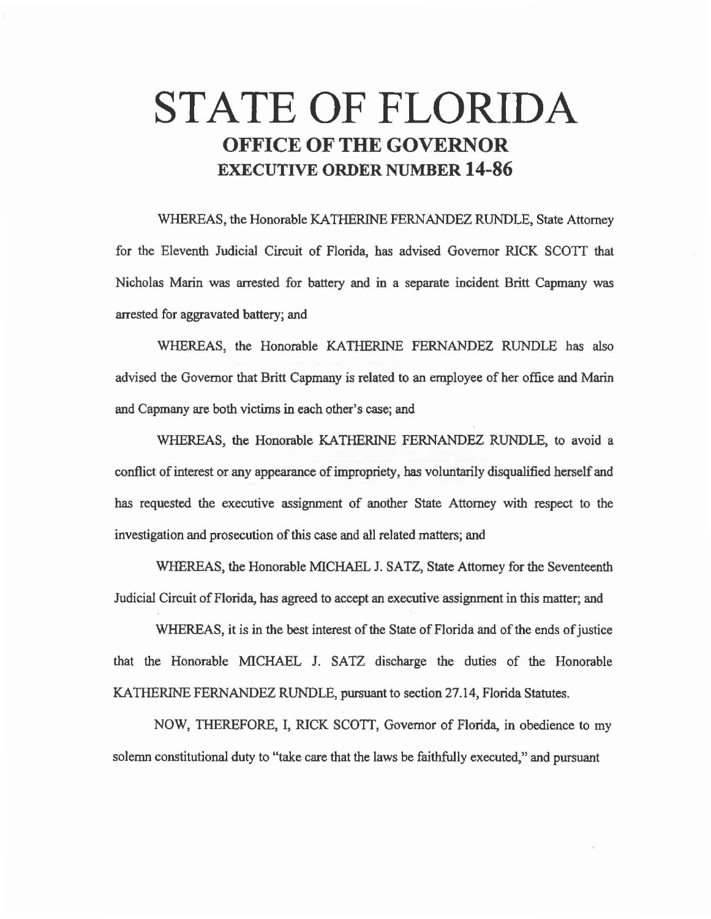# STATE OF FLORIDA

## OFFICE OF THE GOVERNOR

## EXECUTIVE ORDER NUMBER 14-86

WHEREAS, the Honorable KATHERINE FERNANDEZ RUNDLE, State Attorney for the Eleventh Judicial Circuit of Florida, has advised Governor RICK SCOTT that Nicholas Marin was arrested for battery and in a separate incident Britt Capmany was arrested for aggravated battery; and

WHEREAS, the Honorable KATHERINE FERNANDEZ RUNDLE has also advised the Governor that Britt Capmany is related to an employee of her office and Marin and Capmany are both victims in each other's case; and

WHEREAS, the Honorable KATHERINE FERNANDEZ RUNDLE, to avoid a conflict of interest or any appearance of impropriety, has voluntarily disqualified herself and has requested the executive assignment of another State Attorney with respect to the investigation and prosecution of this case and all related matters; and

WHEREAS, the Honorable MICHAEL J. SATZ, State Attorney for the Seventeenth Judicial Circuit of Florida, has agreed to accept an executive assignment in this matter; and

WHEREAS, it is in the best interest of the State of Florida and of the ends of justice that the Honorable MICHAEL J. SATZ discharge the duties of the Honorable KATHERINE FERNANDEZ RUNDLE, pursuant to section 27.14, Florida Statutes.

NOW, THEREFORE, I, RICK SCOTT, Governor of Florida, in obedience to my solemn constitutional duty to "take care that the laws be faithfully executed," and pursuant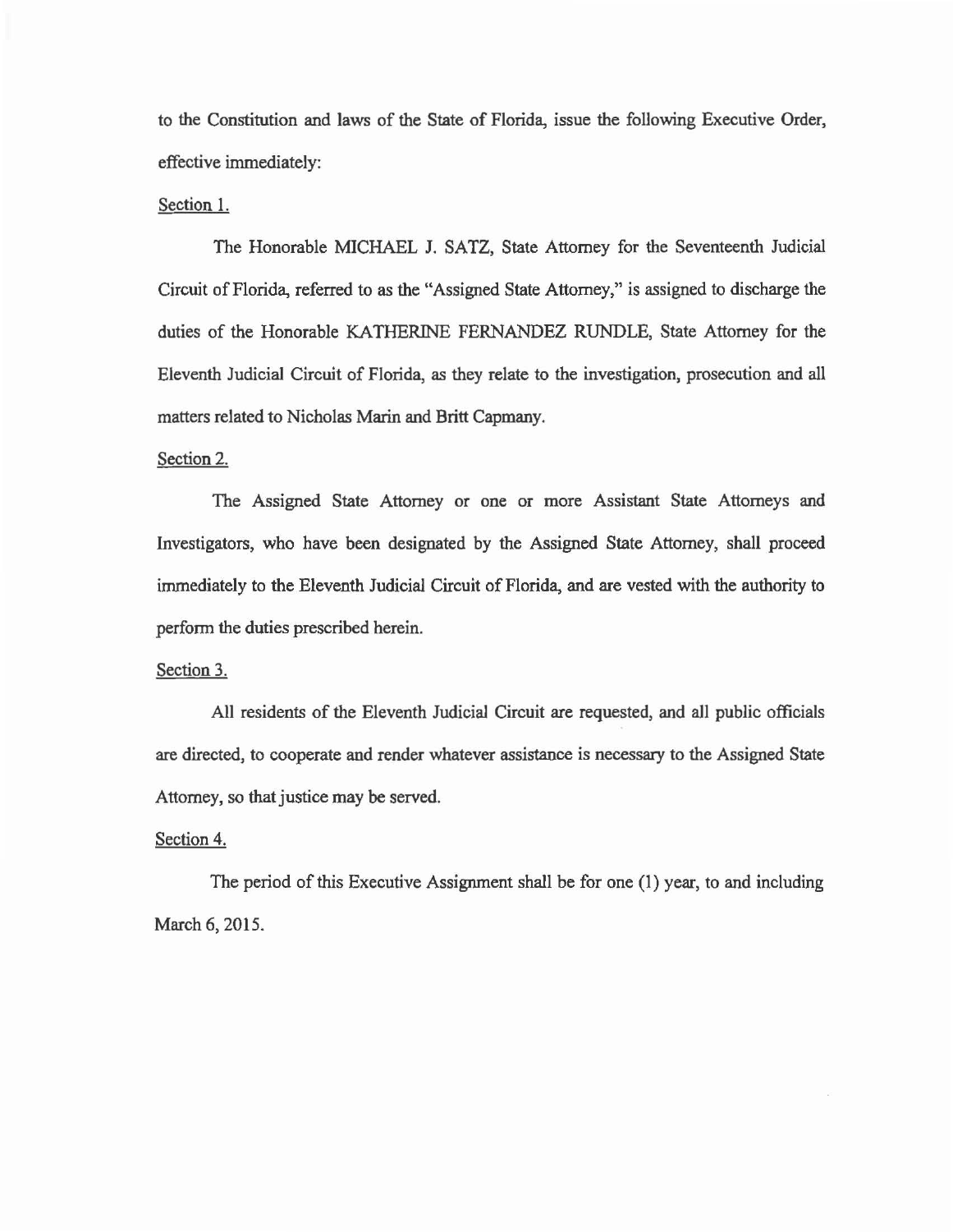to the Constitution and laws of the State of Florida, issue the following Executive Order, effective immediately:

Section 1.

The Honorable MICHAEL J. SATZ, State Attorney for the Seventeenth Judicial Circuit of Florida, referred to as the "Assigned State Attorney," is assigned to discharge the duties of the Honorable KATHERINE FERNANDEZ RUNDLE, State Attorney for the Eleventh Judicial Circuit of Florida, as they relate to the investigation, prosecution and all matters related to Nicholas Marin and Britt Capmany.

Section 2.

The Assigned State Attorney or one or more Assistant State Attorneys and Investigators, who have been designated by the Assigned State Attorney, shall proceed immediately to the Eleventh Judicial Circuit of Florida, and are vested with the authority to perform the duties prescribed herein.

Section 3.

All residents of the Eleventh Judicial Circuit are requested, and all public officials are directed, to cooperate and render whatever assistance is necessary to the Assigned State Attorney, so that justice may be served.

Section 4.

The period of this Executive Assignment shall be for one (1) year, to and including March 6, 2015.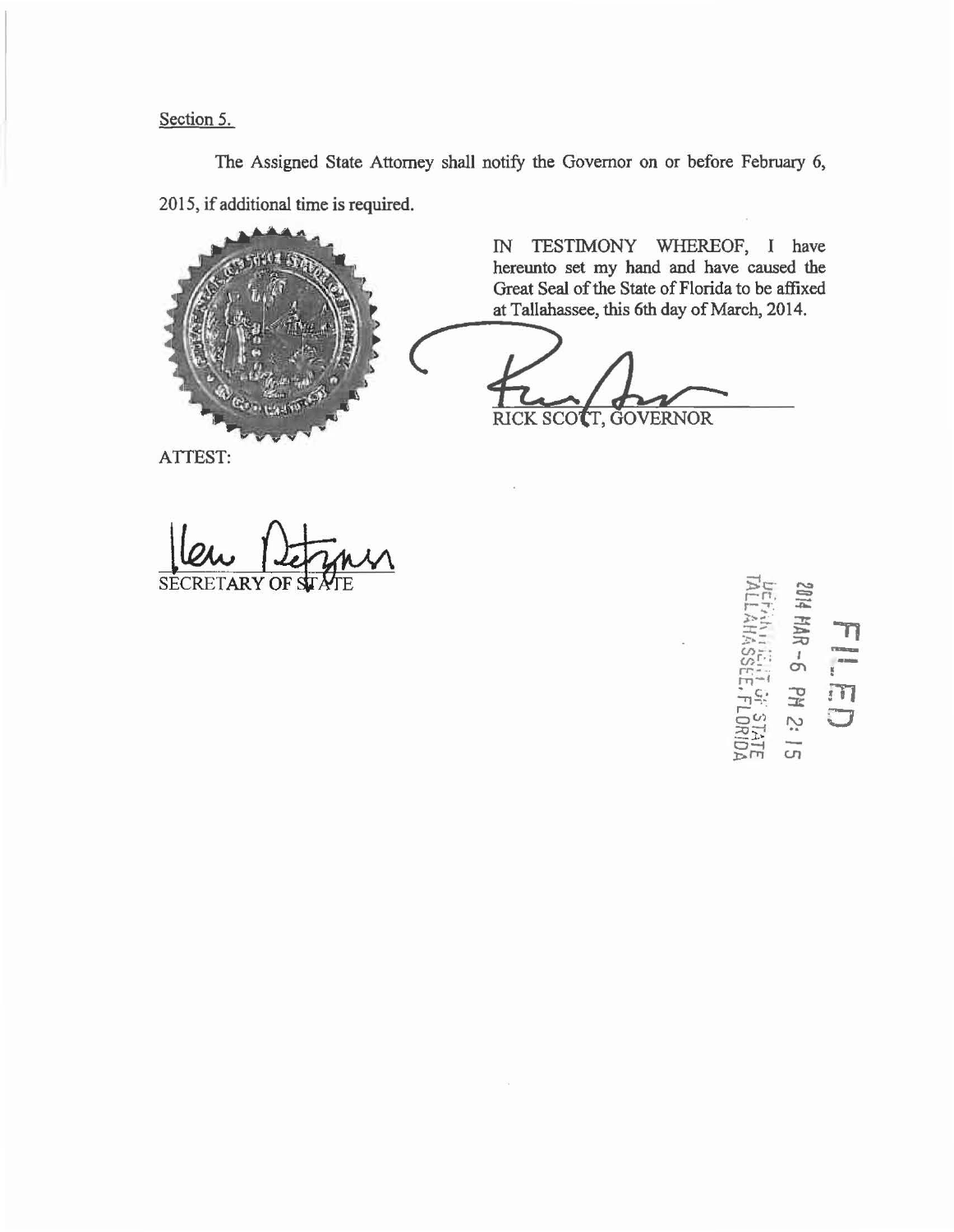Section 5.

The Assigned State Attorney shall notify the Governor on or before February 6, 2015, if additional time is required.

IN TESTIMONY WHEREOF, I have hereunto set my hand and have caused the Great Seal of the State of Florida to be affixed at Tallahassee, this 6th day of March, 2014.

RICK SCOTT, GOVERNOR

ATTEST:

SECRETARY OF STATE

FILED

2014 MAR -6 PM 2:15

DEPARTMENT OF STATE
TALLAHASSEE, FLORIDA